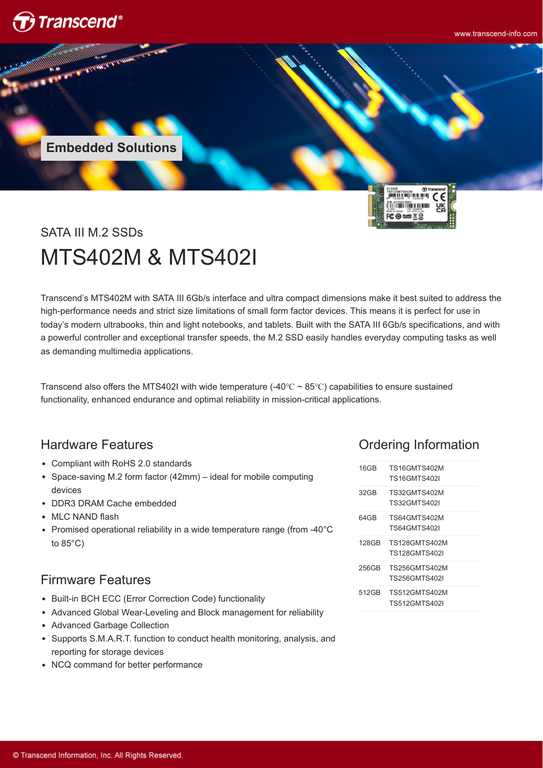Embedded Solutions

## SATA III M.2 SSDs

# MTS402M & MTS402I

Transcend's MTS402M with SATA III 6Gb/s interface and ultra compact dimensions make it best suited to address the high-performance needs and strict size limitations of small form factor devices. This means it is perfect for use in today's modern ultrabooks, thin and light notebooks, and tablets. Built with the SATA III 6Gb/s specifications, and with a powerful controller and exceptional transfer speeds, the M.2 SSD easily handles everyday computing tasks as well as demanding multimedia applications.

Transcend also offers the MTS402I with wide temperature (-40℃ ~ 85℃) capabilities to ensure sustained functionality, enhanced endurance and optimal reliability in mission-critical applications.

## Hardware Features

- Compliant with RoHS 2.0 standards
- Space-saving M.2 form factor (42mm) – ideal for mobile computing devices
- DDR3 DRAM Cache embedded
- MLC NAND flash
- Promised operational reliability in a wide temperature range (from -40°C to 85°C)

## Firmware Features

- Built-in BCH ECC (Error Correction Code) functionality
- Advanced Global Wear-Leveling and Block management for reliability
- Advanced Garbage Collection
- Supports S.M.A.R.T. function to conduct health monitoring, analysis, and reporting for storage devices
- NCQ command for better performance

## Ordering Information

| Capacity | Part Number |
|---|---|
| 16GB | TS16GMTS402M<br>TS16GMTS402I |
| 32GB | TS32GMTS402M<br>TS32GMTS402I |
| 64GB | TS64GMTS402M<br>TS64GMTS402I |
| 128GB | TS128GMTS402M<br>TS128GMTS402I |
| 256GB | TS256GMTS402M<br>TS256GMTS402I |
| 512GB | TS512GMTS402M<br>TS512GMTS402I |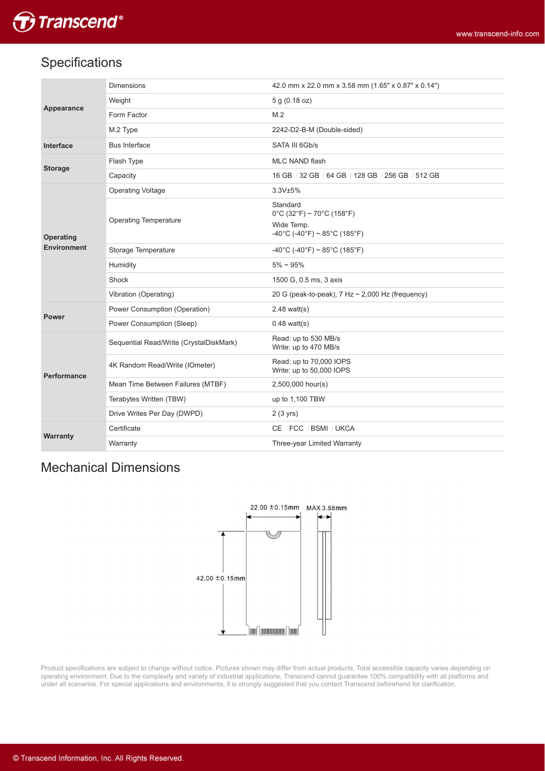## Specifications

| | | |
|---|---|---|
| **Appearance** | Dimensions | 42.0 mm x 22.0 mm x 3.58 mm (1.65" x 0.87" x 0.14") |
| | Weight | 5 g (0.18 oz) |
| | Form Factor | M.2 |
| | M.2 Type | 2242-D2-B-M (Double-sided) |
| **Interface** | Bus Interface | SATA III 6Gb/s |
| **Storage** | Flash Type | MLC NAND flash |
| | Capacity | 16 GB / 32 GB / 64 GB / 128 GB / 256 GB / 512 GB |
| **Operating Environment** | Operating Voltage | 3.3V±5% |
| | Operating Temperature | Standard<br>0°C (32°F) ~ 70°C (158°F)<br>Wide Temp.<br>-40°C (-40°F) ~ 85°C (185°F) |
| | Storage Temperature | -40°C (-40°F) ~ 85°C (185°F) |
| | Humidity | 5% ~ 95% |
| | Shock | 1500 G, 0.5 ms, 3 axis |
| | Vibration (Operating) | 20 G (peak-to-peak), 7 Hz ~ 2,000 Hz (frequency) |
| **Power** | Power Consumption (Operation) | 2.48 watt(s) |
| | Power Consumption (Sleep) | 0.48 watt(s) |
| **Performance** | Sequential Read/Write (CrystalDiskMark) | Read: up to 530 MB/s<br>Write: up to 470 MB/s |
| | 4K Random Read/Write (IOmeter) | Read: up to 70,000 IOPS<br>Write: up to 50,000 IOPS |
| | Mean Time Between Failures (MTBF) | 2,500,000 hour(s) |
| | Terabytes Written (TBW) | up to 1,100 TBW |
| | Drive Writes Per Day (DWPD) | 2 (3 yrs) |
| **Warranty** | Certificate | CE / FCC / BSMI / UKCA |
| | Warranty | Three-year Limited Warranty |

## Mechanical Dimensions

22.00 ±0.15mm

MAX 3.58mm

42.00 ±0.15mm

Product specifications are subject to change without notice. Pictures shown may differ from actual products. Total accessible capacity varies depending on operating environment. Due to the complexity and variety of industrial applications, Transcend cannot guarantee 100% compatibility with all platforms and under all scenarios. For special applications and environments, it is strongly suggested that you contact Transcend beforehand for clarification.